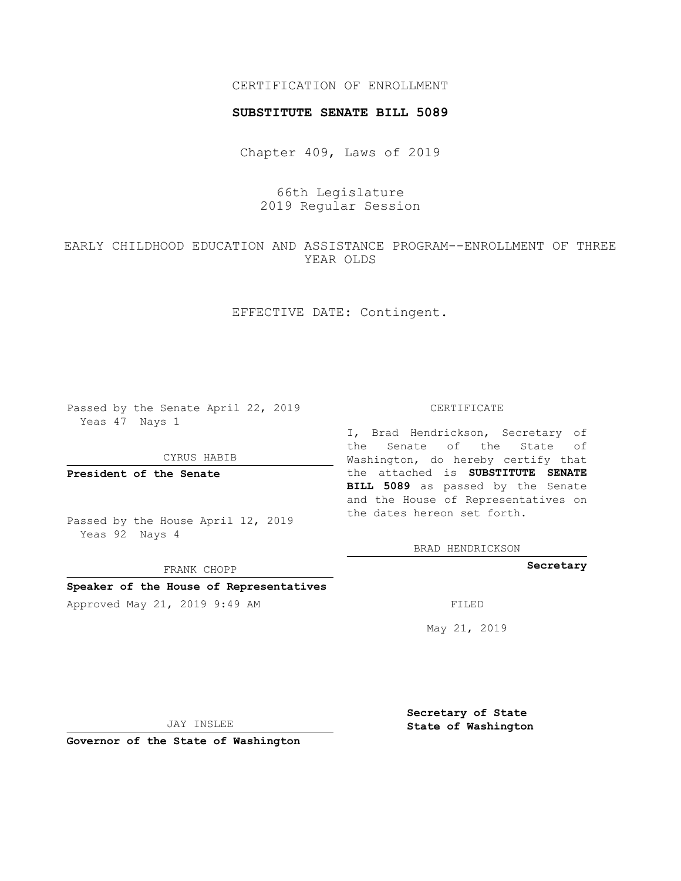CERTIFICATION OF ENROLLMENT

**SUBSTITUTE SENATE BILL 5089**

Chapter 409, Laws of 2019

66th Legislature
2019 Regular Session

EARLY CHILDHOOD EDUCATION AND ASSISTANCE PROGRAM--ENROLLMENT OF THREE YEAR OLDS

EFFECTIVE DATE: Contingent.

Passed by the Senate April 22, 2019
Yeas 47 Nays 1

CYRUS HABIB

**President of the Senate**

Passed by the House April 12, 2019
Yeas 92 Nays 4

FRANK CHOPP

**Speaker of the House of Representatives**

Approved May 21, 2019 9:49 AM

JAY INSLEE

**Governor of the State of Washington**

CERTIFICATE

I, Brad Hendrickson, Secretary of the Senate of the State of Washington, do hereby certify that the attached is **SUBSTITUTE SENATE BILL 5089** as passed by the Senate and the House of Representatives on the dates hereon set forth.

BRAD HENDRICKSON

**Secretary**

FILED

May 21, 2019

**Secretary of State**
**State of Washington**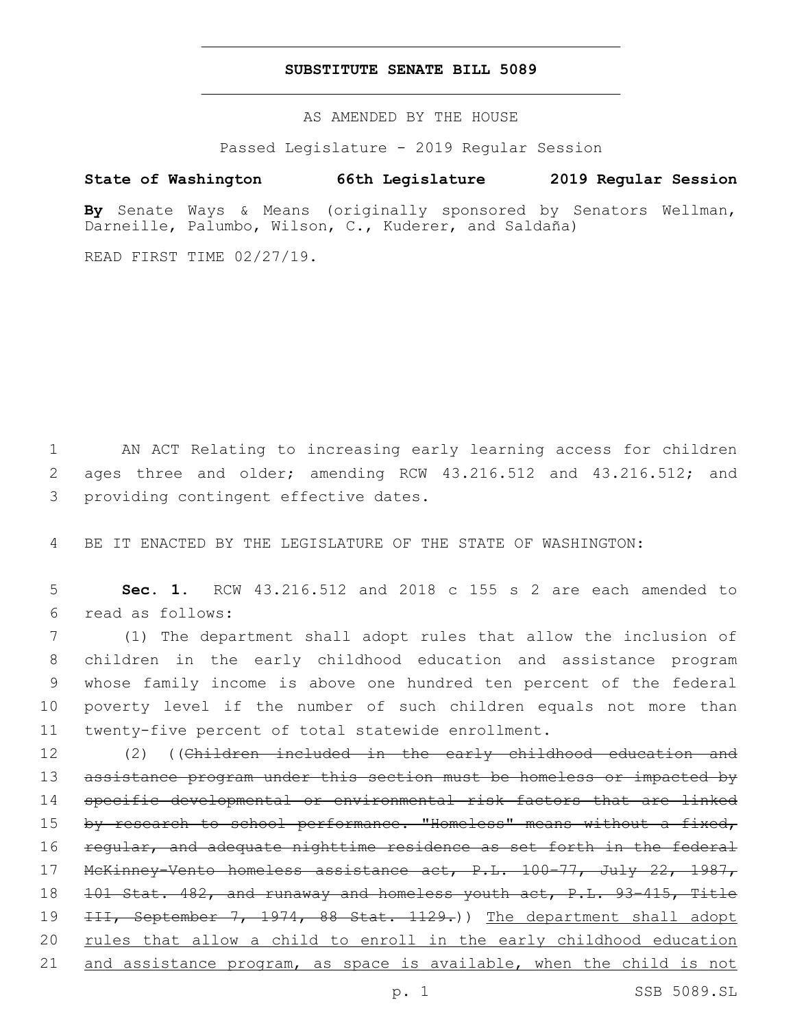# SUBSTITUTE SENATE BILL 5089

AS AMENDED BY THE HOUSE

Passed Legislature - 2019 Regular Session

**State of Washington 66th Legislature 2019 Regular Session**

**By** Senate Ways & Means (originally sponsored by Senators Wellman, Darneille, Palumbo, Wilson, C., Kuderer, and Saldaña)

READ FIRST TIME 02/27/19.

1 AN ACT Relating to increasing early learning access for children 2 ages three and older; amending RCW 43.216.512 and 43.216.512; and 3 providing contingent effective dates.

4 BE IT ENACTED BY THE LEGISLATURE OF THE STATE OF WASHINGTON:

5 **Sec. 1.** RCW 43.216.512 and 2018 c 155 s 2 are each amended to 6 read as follows:

7 (1) The department shall adopt rules that allow the inclusion of 8 children in the early childhood education and assistance program 9 whose family income is above one hundred ten percent of the federal 10 poverty level if the number of such children equals not more than 11 twenty-five percent of total statewide enrollment.

12 (2) ((~~Children included in the early childhood education and~~ 13 ~~assistance program under this section must be homeless or impacted by~~ 14 ~~specific developmental or environmental risk factors that are linked~~ 15 ~~by research to school performance. "Homeless" means without a fixed,~~ 16 ~~regular, and adequate nighttime residence as set forth in the federal~~ 17 ~~McKinney-Vento homeless assistance act, P.L. 100-77, July 22, 1987,~~ 18 ~~101 Stat. 482, and runaway and homeless youth act, P.L. 93-415, Title~~ 19 ~~III, September 7, 1974, 88 Stat. 1129.~~)) <u>The department shall adopt</u> 20 <u>rules that allow a child to enroll in the early childhood education</u> 21 <u>and assistance program, as space is available, when the child is not</u>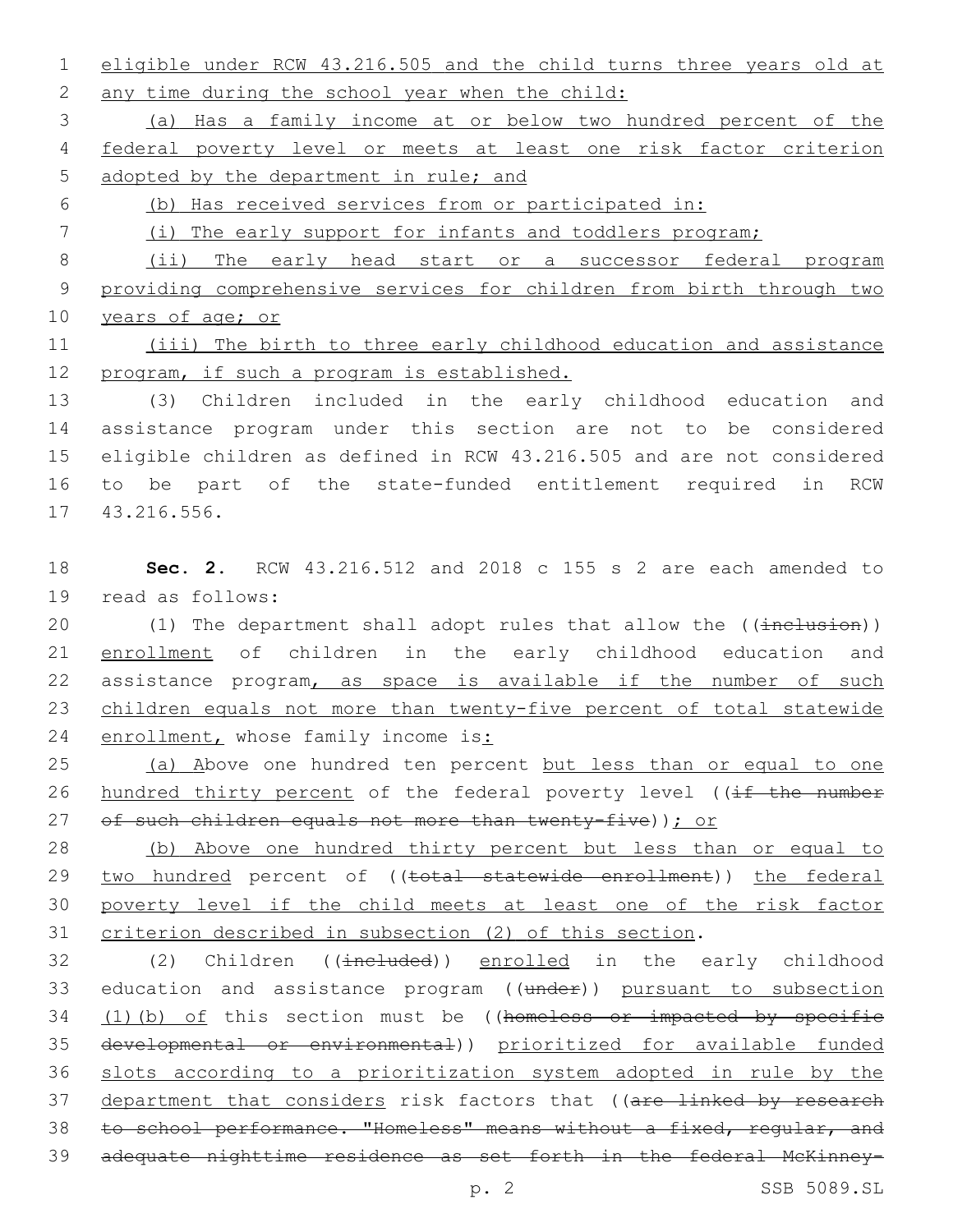eligible under RCW 43.216.505 and the child turns three years old at any time during the school year when the child:

(a) Has a family income at or below two hundred percent of the federal poverty level or meets at least one risk factor criterion adopted by the department in rule; and

(b) Has received services from or participated in:

(i) The early support for infants and toddlers program;

(ii) The early head start or a successor federal program providing comprehensive services for children from birth through two years of age; or

(iii) The birth to three early childhood education and assistance program, if such a program is established.

(3) Children included in the early childhood education and assistance program under this section are not to be considered eligible children as defined in RCW 43.216.505 and are not considered to be part of the state-funded entitlement required in RCW 43.216.556.

**Sec. 2.** RCW 43.216.512 and 2018 c 155 s 2 are each amended to read as follows:

(1) The department shall adopt rules that allow the ((~~inclusion~~)) enrollment of children in the early childhood education and assistance program, as space is available if the number of such children equals not more than twenty-five percent of total statewide enrollment, whose family income is:

(a) Above one hundred ten percent but less than or equal to one hundred thirty percent of the federal poverty level ((~~if the number of such children equals not more than twenty-five~~)); or

(b) Above one hundred thirty percent but less than or equal to two hundred percent of ((~~total statewide enrollment~~)) the federal poverty level if the child meets at least one of the risk factor criterion described in subsection (2) of this section.

(2) Children ((~~included~~)) enrolled in the early childhood education and assistance program ((~~under~~)) pursuant to subsection (1)(b) of this section must be ((~~homeless or impacted by specific developmental or environmental~~)) prioritized for available funded slots according to a prioritization system adopted in rule by the department that considers risk factors that ((~~are linked by research to school performance. "Homeless" means without a fixed, regular, and adequate nighttime residence as set forth in the federal McKinney-~~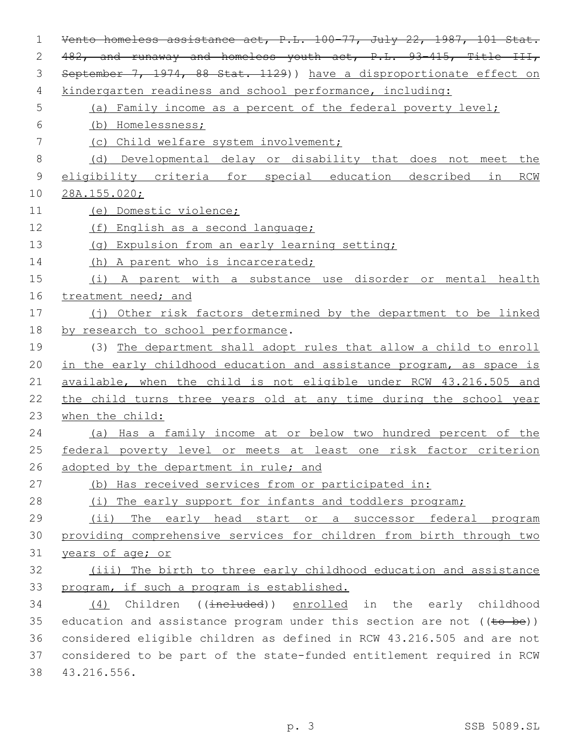~~Vento homeless assistance act, P.L. 100-77, July 22, 1987, 101 Stat. 482, and runaway and homeless youth act, P.L. 93-415, Title III, September 7, 1974, 88 Stat. 1129~~)) have a disproportionate effect on kindergarten readiness and school performance, including:

(a) Family income as a percent of the federal poverty level;

(b) Homelessness;

(c) Child welfare system involvement;

(d) Developmental delay or disability that does not meet the eligibility criteria for special education described in RCW 28A.155.020;

(e) Domestic violence;

(f) English as a second language;

(g) Expulsion from an early learning setting;

(h) A parent who is incarcerated;

(i) A parent with a substance use disorder or mental health treatment need; and

(j) Other risk factors determined by the department to be linked by research to school performance.

(3) The department shall adopt rules that allow a child to enroll in the early childhood education and assistance program, as space is available, when the child is not eligible under RCW 43.216.505 and the child turns three years old at any time during the school year when the child:

(a) Has a family income at or below two hundred percent of the federal poverty level or meets at least one risk factor criterion adopted by the department in rule; and

(b) Has received services from or participated in:

(i) The early support for infants and toddlers program;

(ii) The early head start or a successor federal program providing comprehensive services for children from birth through two years of age; or

(iii) The birth to three early childhood education and assistance program, if such a program is established.

(4) Children ((~~included~~)) enrolled in the early childhood education and assistance program under this section are not ((~~to be~~)) considered eligible children as defined in RCW 43.216.505 and are not considered to be part of the state-funded entitlement required in RCW 43.216.556.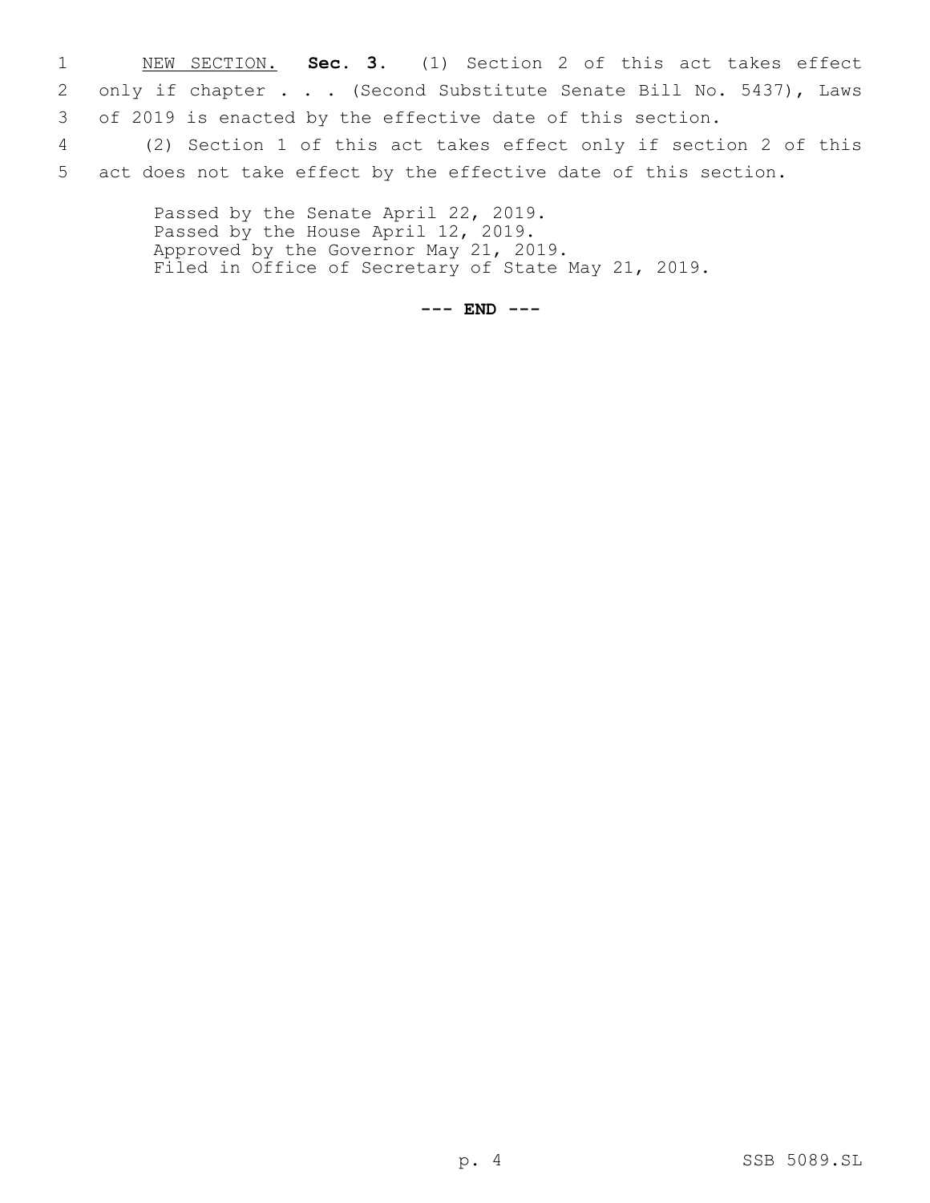NEW SECTION. **Sec. 3.** (1) Section 2 of this act takes effect only if chapter . . . (Second Substitute Senate Bill No. 5437), Laws of 2019 is enacted by the effective date of this section.

(2) Section 1 of this act takes effect only if section 2 of this act does not take effect by the effective date of this section.

Passed by the Senate April 22, 2019.
Passed by the House April 12, 2019.
Approved by the Governor May 21, 2019.
Filed in Office of Secretary of State May 21, 2019.

**--- END ---**